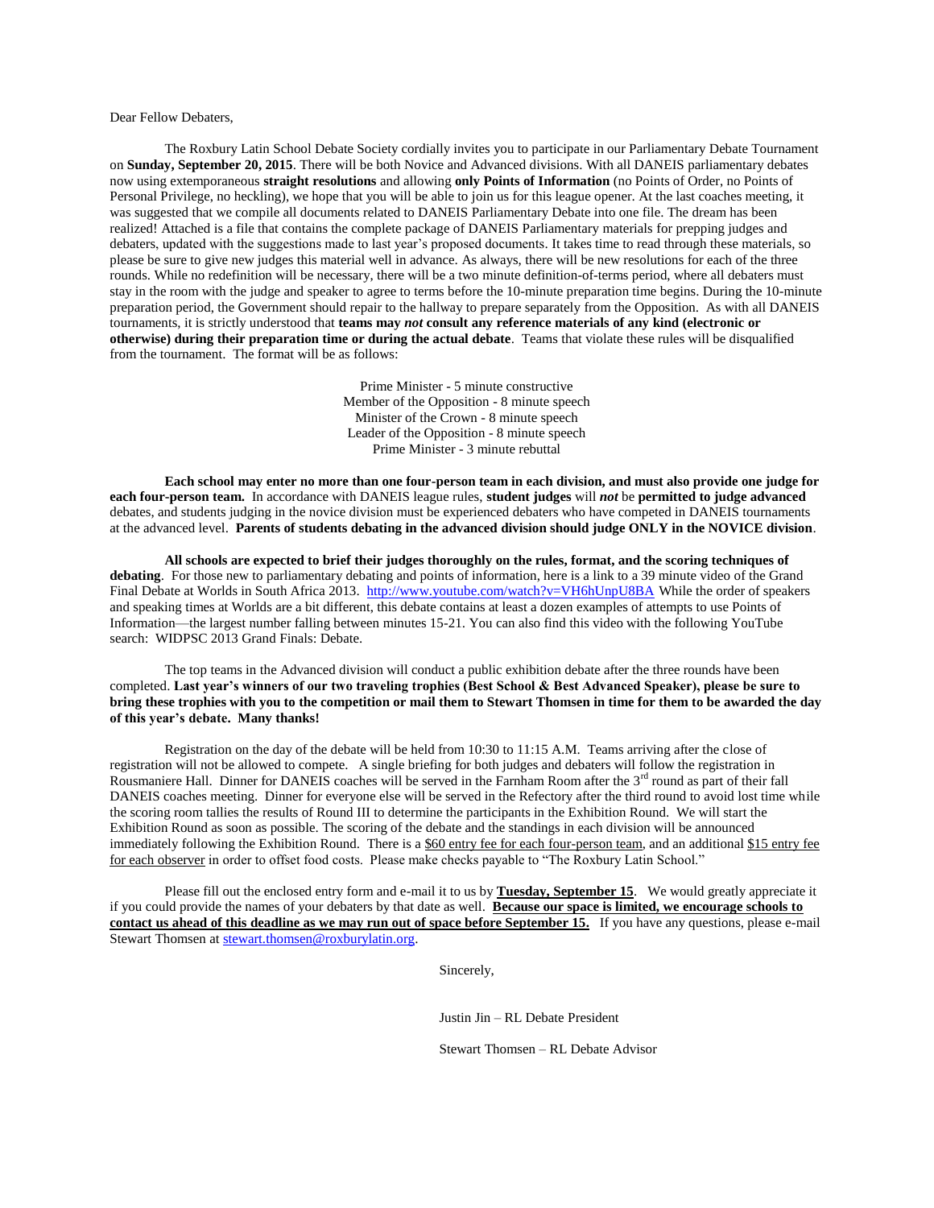Dear Fellow Debaters,

The Roxbury Latin School Debate Society cordially invites you to participate in our Parliamentary Debate Tournament on **Sunday, September 20, 2015**. There will be both Novice and Advanced divisions. With all DANEIS parliamentary debates now using extemporaneous **straight resolutions** and allowing **only Points of Information** (no Points of Order, no Points of Personal Privilege, no heckling), we hope that you will be able to join us for this league opener. At the last coaches meeting, it was suggested that we compile all documents related to DANEIS Parliamentary Debate into one file. The dream has been realized! Attached is a file that contains the complete package of DANEIS Parliamentary materials for prepping judges and debaters, updated with the suggestions made to last year's proposed documents. It takes time to read through these materials, so please be sure to give new judges this material well in advance. As always, there will be new resolutions for each of the three rounds. While no redefinition will be necessary, there will be a two minute definition-of-terms period, where all debaters must stay in the room with the judge and speaker to agree to terms before the 10-minute preparation time begins. During the 10-minute preparation period, the Government should repair to the hallway to prepare separately from the Opposition. As with all DANEIS tournaments, it is strictly understood that **teams may *not* consult any reference materials of any kind (electronic or otherwise) during their preparation time or during the actual debate**. Teams that violate these rules will be disqualified from the tournament. The format will be as follows:

Prime Minister - 5 minute constructive
Member of the Opposition - 8 minute speech
Minister of the Crown - 8 minute speech
Leader of the Opposition - 8 minute speech
Prime Minister - 3 minute rebuttal

**Each school may enter no more than one four-person team in each division, and must also provide one judge for each four-person team.** In accordance with DANEIS league rules, **student judges** will ***not*** be **permitted to judge advanced** debates, and students judging in the novice division must be experienced debaters who have competed in DANEIS tournaments at the advanced level. **Parents of students debating in the advanced division should judge ONLY in the NOVICE division**.

**All schools are expected to brief their judges thoroughly on the rules, format, and the scoring techniques of debating**. For those new to parliamentary debating and points of information, here is a link to a 39 minute video of the Grand Final Debate at Worlds in South Africa 2013. http://www.youtube.com/watch?v=VH6hUnpU8BA While the order of speakers and speaking times at Worlds are a bit different, this debate contains at least a dozen examples of attempts to use Points of Information—the largest number falling between minutes 15-21. You can also find this video with the following YouTube search: WIDPSC 2013 Grand Finals: Debate.

The top teams in the Advanced division will conduct a public exhibition debate after the three rounds have been completed. **Last year's winners of our two traveling trophies (Best School & Best Advanced Speaker), please be sure to bring these trophies with you to the competition or mail them to Stewart Thomsen in time for them to be awarded the day of this year's debate. Many thanks!**

Registration on the day of the debate will be held from 10:30 to 11:15 A.M. Teams arriving after the close of registration will not be allowed to compete. A single briefing for both judges and debaters will follow the registration in Rousmaniere Hall. Dinner for DANEIS coaches will be served in the Farnham Room after the 3rd round as part of their fall DANEIS coaches meeting. Dinner for everyone else will be served in the Refectory after the third round to avoid lost time while the scoring room tallies the results of Round III to determine the participants in the Exhibition Round. We will start the Exhibition Round as soon as possible. The scoring of the debate and the standings in each division will be announced immediately following the Exhibition Round. There is a $60 entry fee for each four-person team, and an additional $15 entry fee for each observer in order to offset food costs. Please make checks payable to "The Roxbury Latin School."

Please fill out the enclosed entry form and e-mail it to us by **Tuesday, September 15**. We would greatly appreciate it if you could provide the names of your debaters by that date as well. **Because our space is limited, we encourage schools to contact us ahead of this deadline as we may run out of space before September 15.** If you have any questions, please e-mail Stewart Thomsen at stewart.thomsen@roxburylatin.org.

Sincerely,

Justin Jin – RL Debate President

Stewart Thomsen – RL Debate Advisor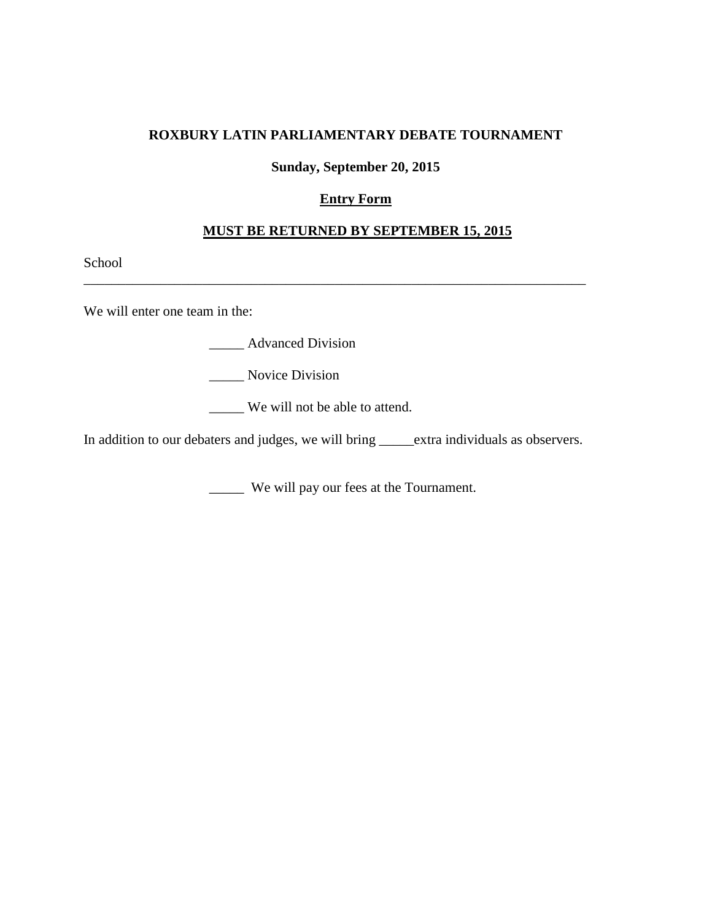**ROXBURY LATIN PARLIAMENTARY DEBATE TOURNAMENT**

**Sunday, September 20, 2015**

**Entry Form**

**MUST BE RETURNED BY SEPTEMBER 15, 2015**

School
___________________________________________________________________________

We will enter one team in the:

_____ Advanced Division

_____ Novice Division

_____ We will not be able to attend.

In addition to our debaters and judges, we will bring _____extra individuals as observers.

_____ We will pay our fees at the Tournament.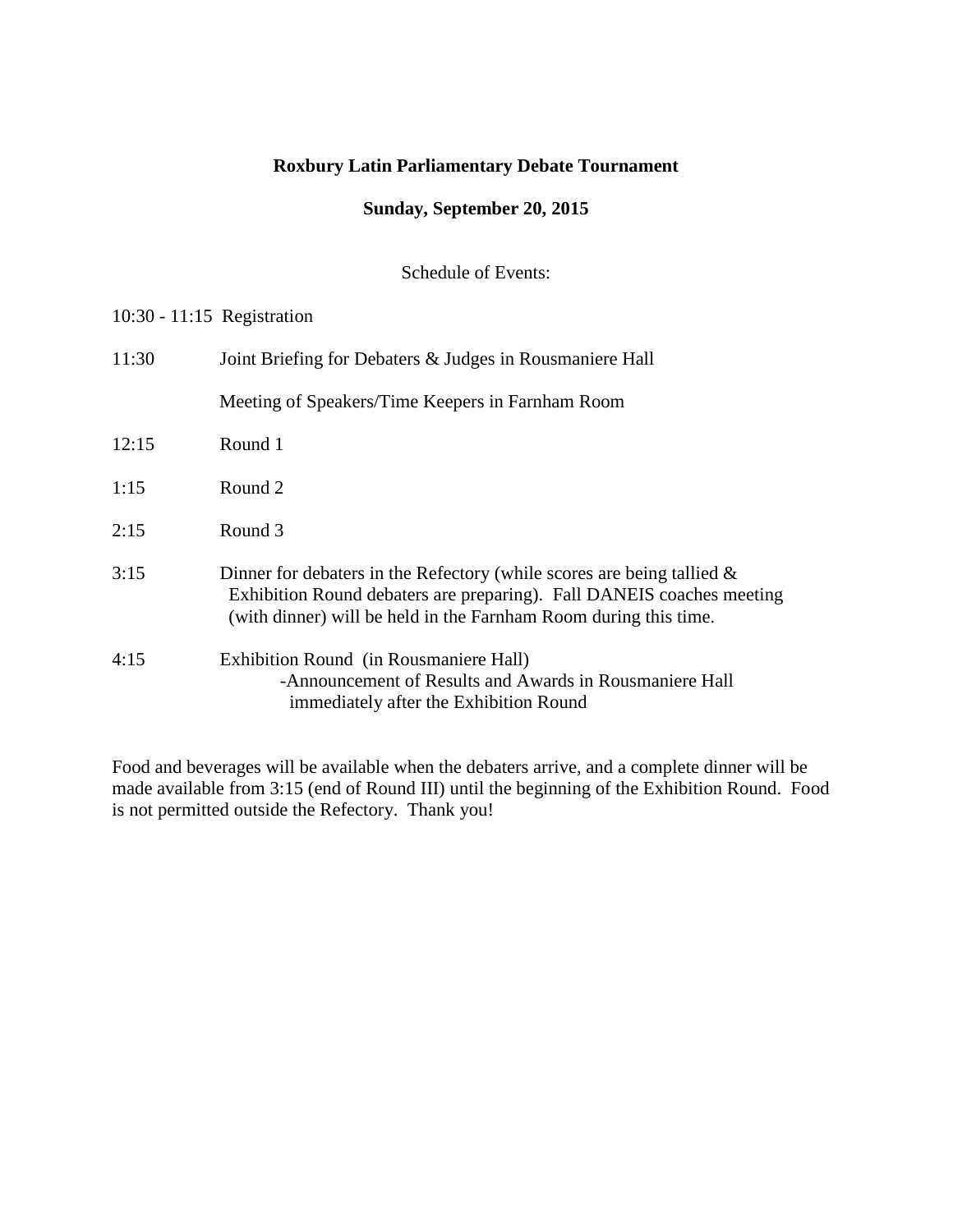**Roxbury Latin Parliamentary Debate Tournament**

**Sunday, September 20, 2015**

Schedule of Events:

10:30 - 11:15 Registration

11:30 Joint Briefing for Debaters & Judges in Rousmaniere Hall

Meeting of Speakers/Time Keepers in Farnham Room

12:15 Round 1

1:15 Round 2

2:15 Round 3

3:15 Dinner for debaters in the Refectory (while scores are being tallied & Exhibition Round debaters are preparing). Fall DANEIS coaches meeting (with dinner) will be held in the Farnham Room during this time.

4:15 Exhibition Round (in Rousmaniere Hall)
-Announcement of Results and Awards in Rousmaniere Hall immediately after the Exhibition Round

Food and beverages will be available when the debaters arrive, and a complete dinner will be made available from 3:15 (end of Round III) until the beginning of the Exhibition Round. Food is not permitted outside the Refectory. Thank you!